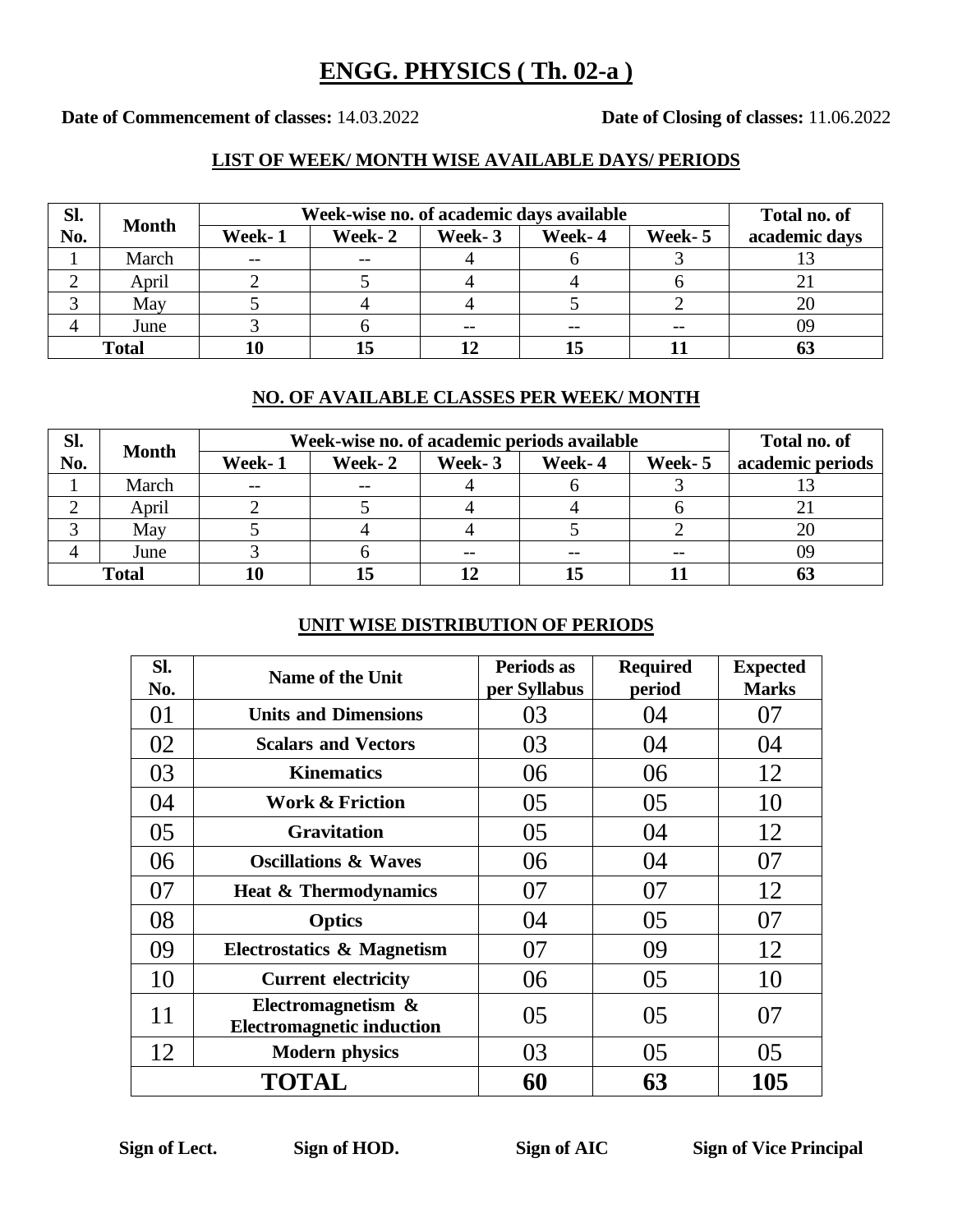# ENGG. PHYSICS ( Th. 02-a )

**Date of Commencement of classes:** 14.03.2022 **Date of Closing of classes:** 11.06.2022

## LIST OF WEEK/ MONTH WISE AVAILABLE DAYS/ PERIODS

| Sl. No. | Month | Week-wise no. of academic days available | | | | | Total no. of academic days |
|---|---|---|---|---|---|---|---|
| | | Week- 1 | Week- 2 | Week- 3 | Week- 4 | Week- 5 | |
| 1 | March | -- | -- | 4 | 6 | 3 | 13 |
| 2 | April | 2 | 5 | 4 | 4 | 6 | 21 |
| 3 | May | 5 | 4 | 4 | 5 | 2 | 20 |
| 4 | June | 3 | 6 | -- | -- | -- | 09 |
| **Total** | | **10** | **15** | **12** | **15** | **11** | **63** |

## NO. OF AVAILABLE CLASSES PER WEEK/ MONTH

| Sl. No. | Month | Week-wise no. of academic periods available | | | | | Total no. of academic periods |
|---|---|---|---|---|---|---|---|
| | | Week- 1 | Week- 2 | Week- 3 | Week- 4 | Week- 5 | |
| 1 | March | -- | -- | 4 | 6 | 3 | 13 |
| 2 | April | 2 | 5 | 4 | 4 | 6 | 21 |
| 3 | May | 5 | 4 | 4 | 5 | 2 | 20 |
| 4 | June | 3 | 6 | -- | -- | -- | 09 |
| **Total** | | **10** | **15** | **12** | **15** | **11** | **63** |

## UNIT WISE DISTRIBUTION OF PERIODS

| Sl. No. | Name of the Unit | Periods as per Syllabus | Required period | Expected Marks |
|---|---|---|---|---|
| 01 | **Units and Dimensions** | 03 | 04 | 07 |
| 02 | **Scalars and Vectors** | 03 | 04 | 04 |
| 03 | **Kinematics** | 06 | 06 | 12 |
| 04 | **Work & Friction** | 05 | 05 | 10 |
| 05 | **Gravitation** | 05 | 04 | 12 |
| 06 | **Oscillations & Waves** | 06 | 04 | 07 |
| 07 | **Heat & Thermodynamics** | 07 | 07 | 12 |
| 08 | **Optics** | 04 | 05 | 07 |
| 09 | **Electrostatics & Magnetism** | 07 | 09 | 12 |
| 10 | **Current electricity** | 06 | 05 | 10 |
| 11 | **Electromagnetism & Electromagnetic induction** | 05 | 05 | 07 |
| 12 | **Modern physics** | 03 | 05 | 05 |
| **TOTAL** | | **60** | **63** | **105** |

**Sign of Lect.** **Sign of HOD.** **Sign of AIC** **Sign of Vice Principal**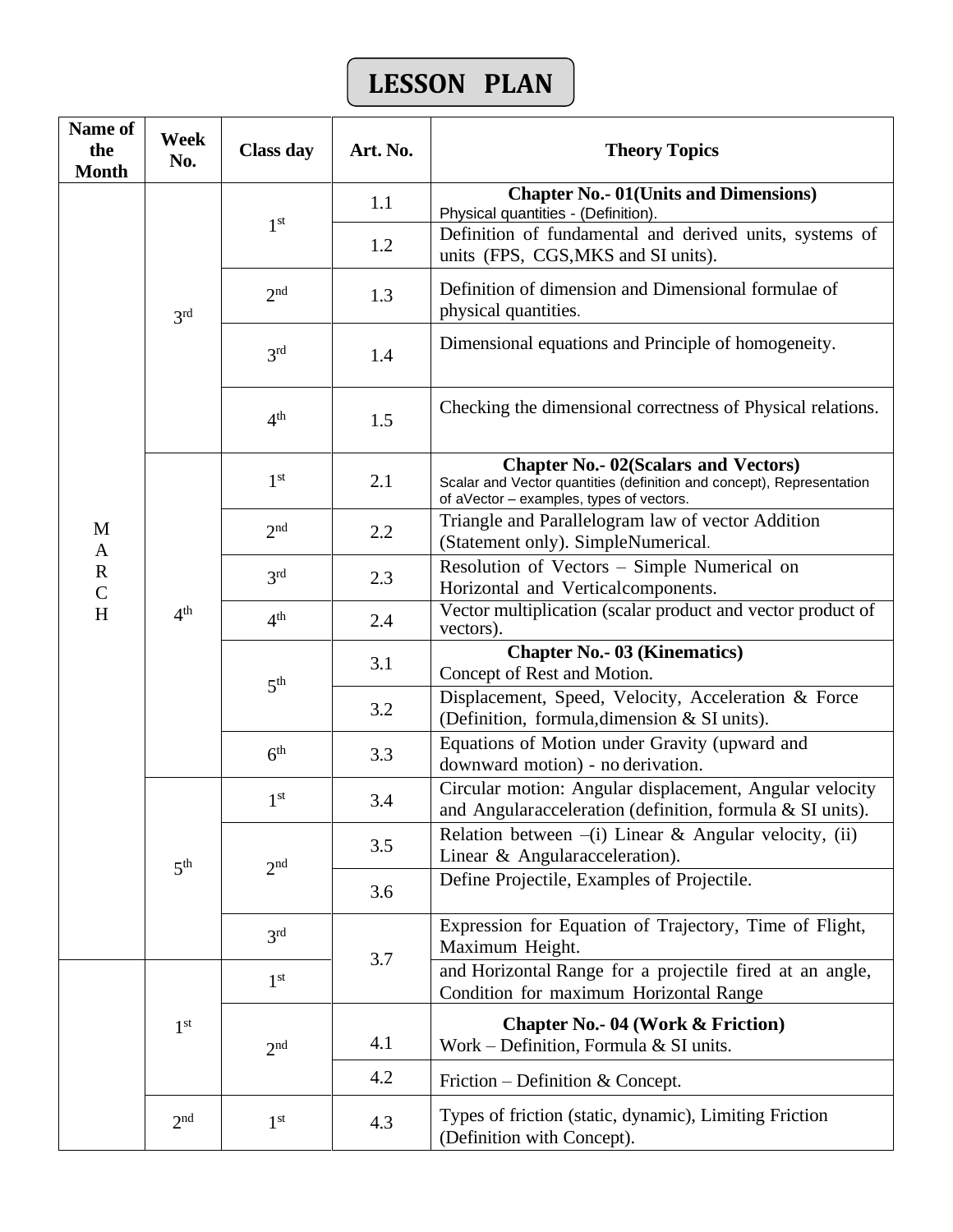# LESSON PLAN

| Name of the Month | Week No. | Class day | Art. No. | Theory Topics |
|---|---|---|---|---|
| MARCH | 3rd | 1st | 1.1 | **Chapter No.- 01(Units and Dimensions)** Physical quantities - (Definition). |
| | | | 1.2 | Definition of fundamental and derived units, systems of units (FPS, CGS,MKS and SI units). |
| | | 2nd | 1.3 | Definition of dimension and Dimensional formulae of physical quantities. |
| | | 3rd | 1.4 | Dimensional equations and Principle of homogeneity. |
| | | 4th | 1.5 | Checking the dimensional correctness of Physical relations. |
| | 4th | 1st | 2.1 | **Chapter No.- 02(Scalars and Vectors)** Scalar and Vector quantities (definition and concept), Representation of aVector – examples, types of vectors. |
| | | 2nd | 2.2 | Triangle and Parallelogram law of vector Addition (Statement only). SimpleNumerical. |
| | | 3rd | 2.3 | Resolution of Vectors – Simple Numerical on Horizontal and Verticalcomponents. |
| | | 4th | 2.4 | Vector multiplication (scalar product and vector product of vectors). |
| | | 5th | 3.1 | **Chapter No.- 03 (Kinematics)** Concept of Rest and Motion. |
| | | | 3.2 | Displacement, Speed, Velocity, Acceleration & Force (Definition, formula,dimension & SI units). |
| | | 6th | 3.3 | Equations of Motion under Gravity (upward and downward motion) - no derivation. |
| | 5th | 1st | 3.4 | Circular motion: Angular displacement, Angular velocity and Angularacceleration (definition, formula & SI units). |
| | | 2nd | 3.5 | Relation between –(i) Linear & Angular velocity, (ii) Linear & Angularacceleration). |
| | | | 3.6 | Define Projectile, Examples of Projectile. |
| | | 3rd | 3.7 | Expression for Equation of Trajectory, Time of Flight, Maximum Height. |
| | 1st | 1st | | and Horizontal Range for a projectile fired at an angle, Condition for maximum Horizontal Range |
| | | 2nd | 4.1 | **Chapter No.- 04 (Work & Friction)** Work – Definition, Formula & SI units. |
| | | | 4.2 | Friction – Definition & Concept. |
| | 2nd | 1st | 4.3 | Types of friction (static, dynamic), Limiting Friction (Definition with Concept). |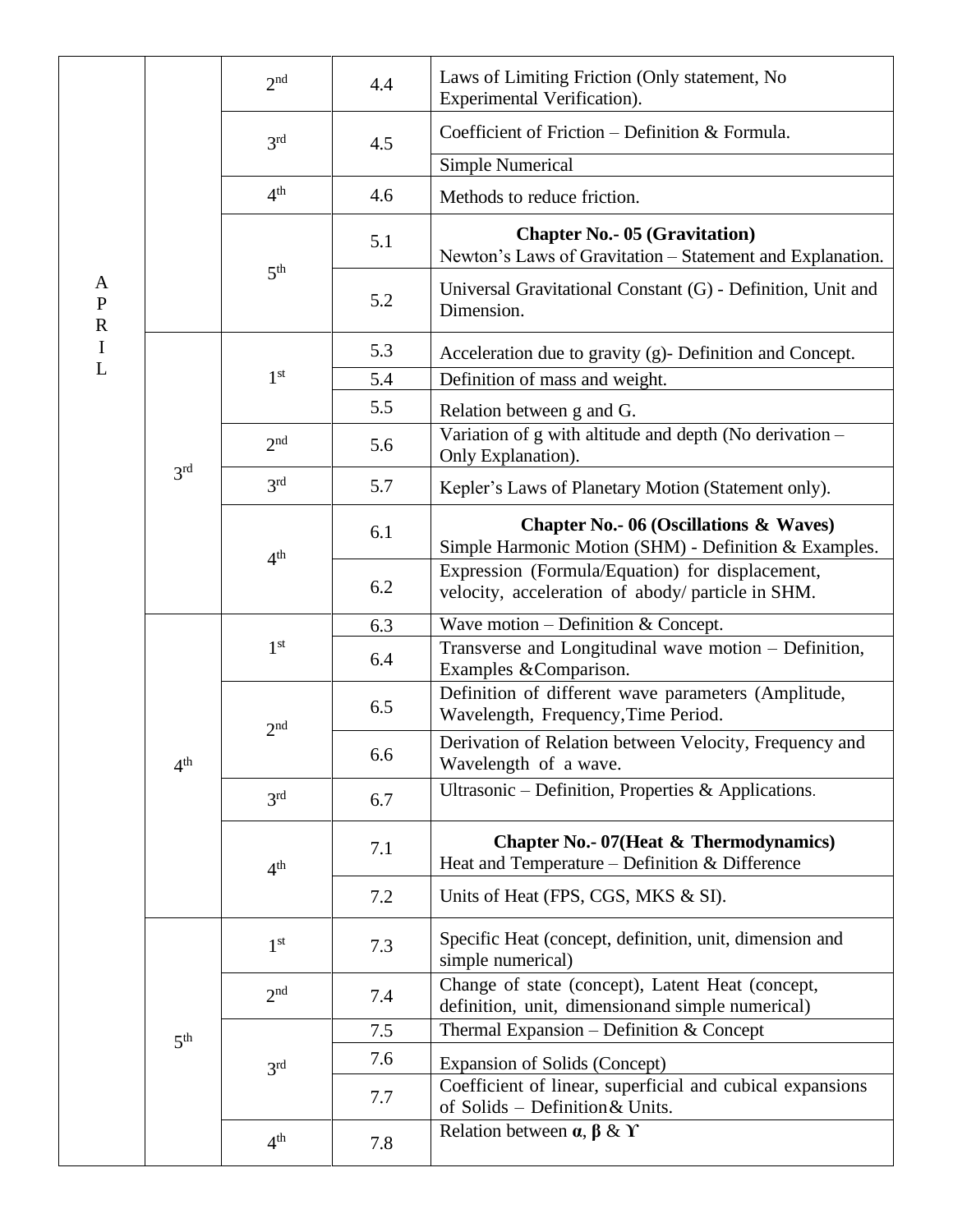| | | | | |
|---|---|---|---|---|
| APRIL | | 2nd | 4.4 | Laws of Limiting Friction (Only statement, No Experimental Verification). |
| | | 3rd | 4.5 | Coefficient of Friction – Definition & Formula. |
| | | | | Simple Numerical |
| | | 4th | 4.6 | Methods to reduce friction. |
| | | 5th | 5.1 | **Chapter No.- 05 (Gravitation)** Newton's Laws of Gravitation – Statement and Explanation. |
| | | | 5.2 | Universal Gravitational Constant (G) - Definition, Unit and Dimension. |
| | 3rd | 1st | 5.3 | Acceleration due to gravity (g)- Definition and Concept. |
| | | | 5.4 | Definition of mass and weight. |
| | | | 5.5 | Relation between g and G. |
| | | 2nd | 5.6 | Variation of g with altitude and depth (No derivation – Only Explanation). |
| | | 3rd | 5.7 | Kepler's Laws of Planetary Motion (Statement only). |
| | | 4th | 6.1 | **Chapter No.- 06 (Oscillations & Waves)** Simple Harmonic Motion (SHM) - Definition & Examples. |
| | | | 6.2 | Expression (Formula/Equation) for displacement, velocity, acceleration of abody/ particle in SHM. |
| | 4th | 1st | 6.3 | Wave motion – Definition & Concept. |
| | | | 6.4 | Transverse and Longitudinal wave motion – Definition, Examples &Comparison. |
| | | 2nd | 6.5 | Definition of different wave parameters (Amplitude, Wavelength, Frequency,Time Period. |
| | | | 6.6 | Derivation of Relation between Velocity, Frequency and Wavelength of a wave. |
| | | 3rd | 6.7 | Ultrasonic – Definition, Properties & Applications. |
| | | 4th | 7.1 | **Chapter No.- 07(Heat & Thermodynamics)** Heat and Temperature – Definition & Difference |
| | | | 7.2 | Units of Heat (FPS, CGS, MKS & SI). |
| | 5th | 1st | 7.3 | Specific Heat (concept, definition, unit, dimension and simple numerical) |
| | | 2nd | 7.4 | Change of state (concept), Latent Heat (concept, definition, unit, dimensionand simple numerical) |
| | | 3rd | 7.5 | Thermal Expansion – Definition & Concept |
| | | | 7.6 | Expansion of Solids (Concept) |
| | | | 7.7 | Coefficient of linear, superficial and cubical expansions of Solids – Definition& Units. |
| | | 4th | 7.8 | Relation between **α**, **β** & **ϒ** |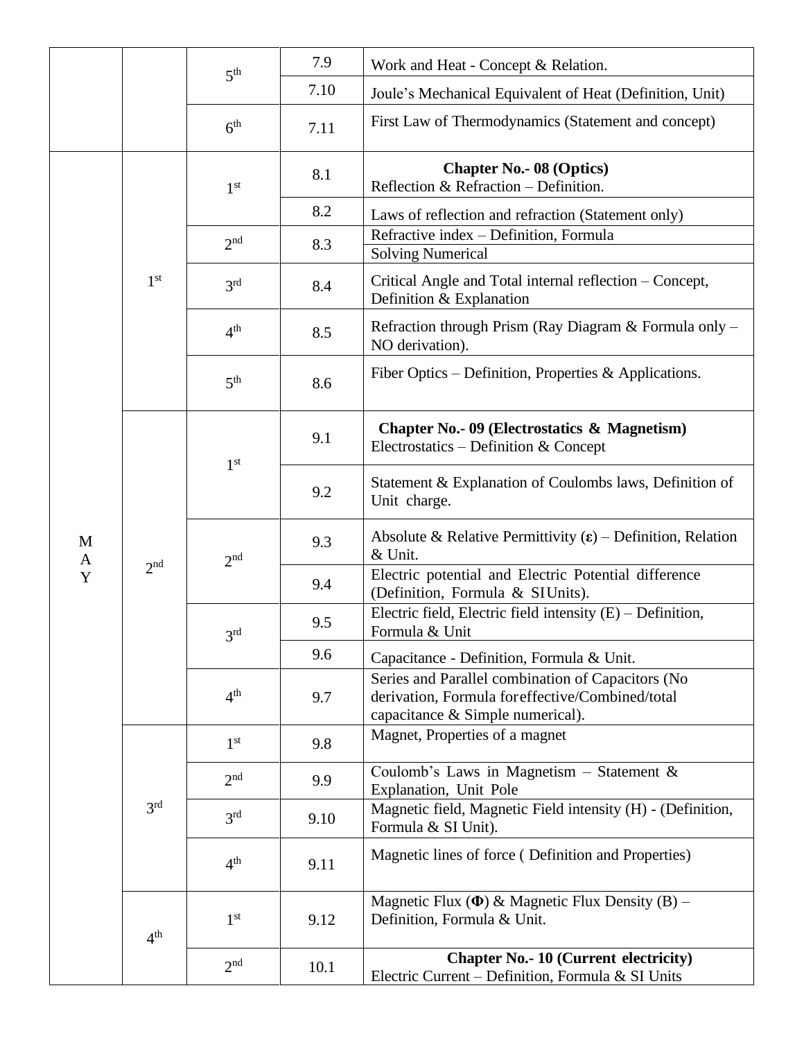| | | | | |
|---|---|---|---|---|
| | | 5th | 7.9 | Work and Heat - Concept & Relation. |
| | | | 7.10 | Joule's Mechanical Equivalent of Heat (Definition, Unit) |
| | | 6th | 7.11 | First Law of Thermodynamics (Statement and concept) |
| MAY | 1st | 1st | 8.1 | **Chapter No.- 08 (Optics)** Reflection & Refraction – Definition. |
| | | | 8.2 | Laws of reflection and refraction (Statement only) |
| | | 2nd | 8.3 | Refractive index – Definition, Formula |
| | | | | Solving Numerical |
| | | 3rd | 8.4 | Critical Angle and Total internal reflection – Concept, Definition & Explanation |
| | | 4th | 8.5 | Refraction through Prism (Ray Diagram & Formula only – NO derivation). |
| | | 5th | 8.6 | Fiber Optics – Definition, Properties & Applications. |
| | 2nd | 1st | 9.1 | **Chapter No.- 09 (Electrostatics & Magnetism)** Electrostatics – Definition & Concept |
| | | | 9.2 | Statement & Explanation of Coulombs laws, Definition of Unit charge. |
| | | 2nd | 9.3 | Absolute & Relative Permittivity ($\varepsilon$) – Definition, Relation & Unit. |
| | | | 9.4 | Electric potential and Electric Potential difference (Definition, Formula & SI Units). |
| | | 3rd | 9.5 | Electric field, Electric field intensity (E) – Definition, Formula & Unit |
| | | | 9.6 | Capacitance - Definition, Formula & Unit. |
| | | 4th | 9.7 | Series and Parallel combination of Capacitors (No derivation, Formula for effective/Combined/total capacitance & Simple numerical). |
| | 3rd | 1st | 9.8 | Magnet, Properties of a magnet |
| | | 2nd | 9.9 | Coulomb's Laws in Magnetism – Statement & Explanation, Unit Pole |
| | | 3rd | 9.10 | Magnetic field, Magnetic Field intensity (H) - (Definition, Formula & SI Unit). |
| | | 4th | 9.11 | Magnetic lines of force ( Definition and Properties) |
| | 4th | 1st | 9.12 | Magnetic Flux ($\Phi$) & Magnetic Flux Density (B) – Definition, Formula & Unit. |
| | | 2nd | 10.1 | **Chapter No.- 10 (Current electricity)** Electric Current – Definition, Formula & SI Units |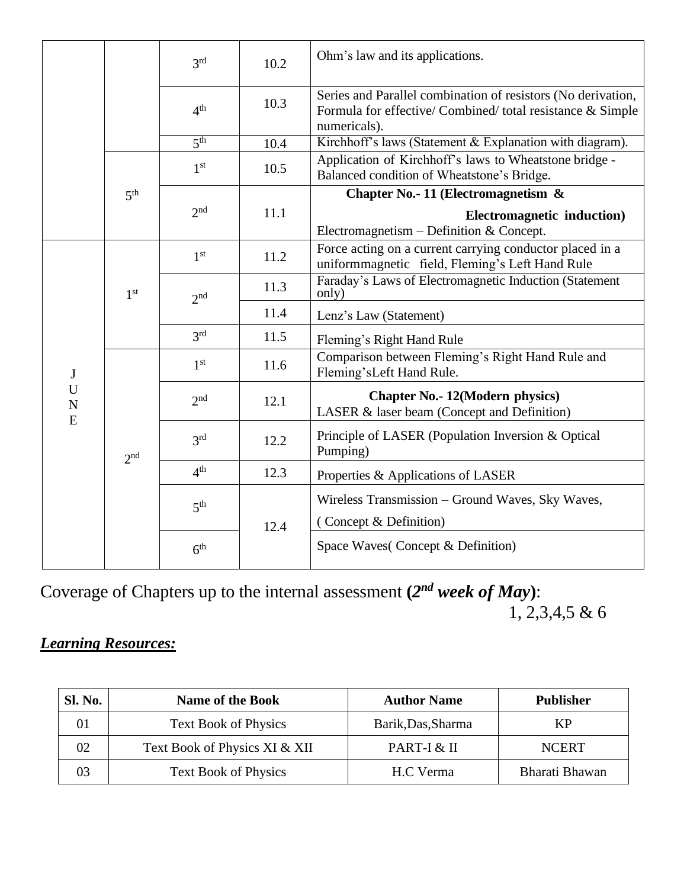| | | | | |
|---|---|---|---|---|
| | | 3rd | 10.2 | Ohm's law and its applications. |
| | | 4th | 10.3 | Series and Parallel combination of resistors (No derivation, Formula for effective/ Combined/ total resistance & Simple numericals). |
| | | 5th | 10.4 | Kirchhoff's laws (Statement & Explanation with diagram). |
| | 5th | 1st | 10.5 | Application of Kirchhoff's laws to Wheatstone bridge - Balanced condition of Wheatstone's Bridge. |
| | | 2nd | 11.1 | **Chapter No.- 11 (Electromagnetism & Electromagnetic induction)** Electromagnetism – Definition & Concept. |
| JUNE | 1st | 1st | 11.2 | Force acting on a current carrying conductor placed in a uniformmagnetic field, Fleming's Left Hand Rule |
| | | 2nd | 11.3 | Faraday's Laws of Electromagnetic Induction (Statement only) |
| | | | 11.4 | Lenz's Law (Statement) |
| | | 3rd | 11.5 | Fleming's Right Hand Rule |
| | 2nd | 1st | 11.6 | Comparison between Fleming's Right Hand Rule and Fleming'sLeft Hand Rule. |
| | | 2nd | 12.1 | **Chapter No.- 12(Modern physics)** LASER & laser beam (Concept and Definition) |
| | | 3rd | 12.2 | Principle of LASER (Population Inversion & Optical Pumping) |
| | | 4th | 12.3 | Properties & Applications of LASER |
| | | 5th | 12.4 | Wireless Transmission – Ground Waves, Sky Waves, ( Concept & Definition) |
| | | 6th | | Space Waves( Concept & Definition) |

Coverage of Chapters up to the internal assessment **(*2nd week of May*)**: 1, 2,3,4,5 & 6

***Learning Resources:***

| Sl. No. | Name of the Book | Author Name | Publisher |
|---|---|---|---|
| 01 | Text Book of Physics | Barik,Das,Sharma | KP |
| 02 | Text Book of Physics XI & XII | PART-I & II | NCERT |
| 03 | Text Book of Physics | H.C Verma | Bharati Bhawan |